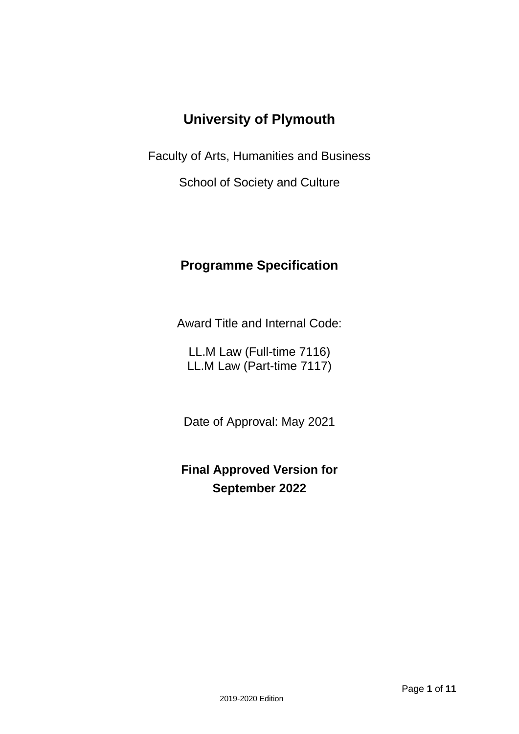# University of Plymouth

Faculty of Arts, Humanities and Business

School of Society and Culture

## Programme Specification

Award Title and Internal Code:

LL.M Law (Full-time 7116)
LL.M Law (Part-time 7117)

Date of Approval: May 2021

**Final Approved Version for September 2022**

2019-2020 Edition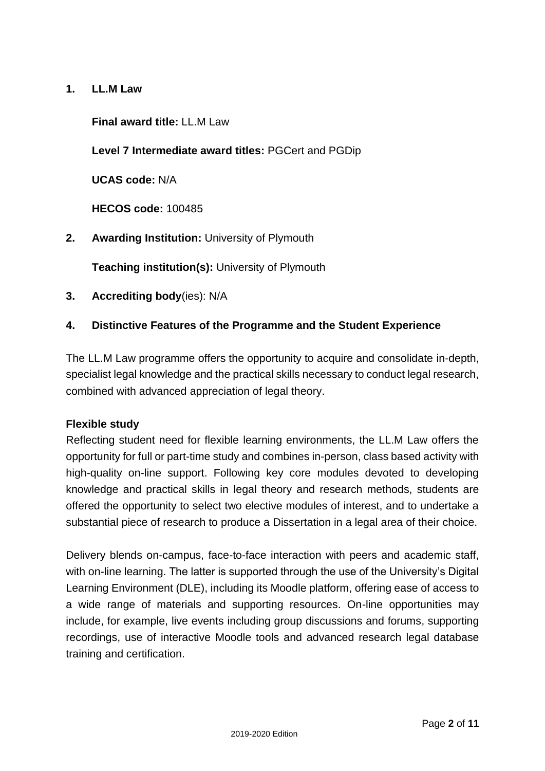## 1. LL.M Law

**Final award title:** LL.M Law

**Level 7 Intermediate award titles:** PGCert and PGDip

**UCAS code:** N/A

**HECOS code:** 100485

## 2. Awarding Institution: University of Plymouth

**Teaching institution(s):** University of Plymouth

## 3. Accrediting body(ies): N/A

## 4. Distinctive Features of the Programme and the Student Experience

The LL.M Law programme offers the opportunity to acquire and consolidate in-depth, specialist legal knowledge and the practical skills necessary to conduct legal research, combined with advanced appreciation of legal theory.

**Flexible study**

Reflecting student need for flexible learning environments, the LL.M Law offers the opportunity for full or part-time study and combines in-person, class based activity with high-quality on-line support. Following key core modules devoted to developing knowledge and practical skills in legal theory and research methods, students are offered the opportunity to select two elective modules of interest, and to undertake a substantial piece of research to produce a Dissertation in a legal area of their choice.

Delivery blends on-campus, face-to-face interaction with peers and academic staff, with on-line learning. The latter is supported through the use of the University's Digital Learning Environment (DLE), including its Moodle platform, offering ease of access to a wide range of materials and supporting resources. On-line opportunities may include, for example, live events including group discussions and forums, supporting recordings, use of interactive Moodle tools and advanced research legal database training and certification.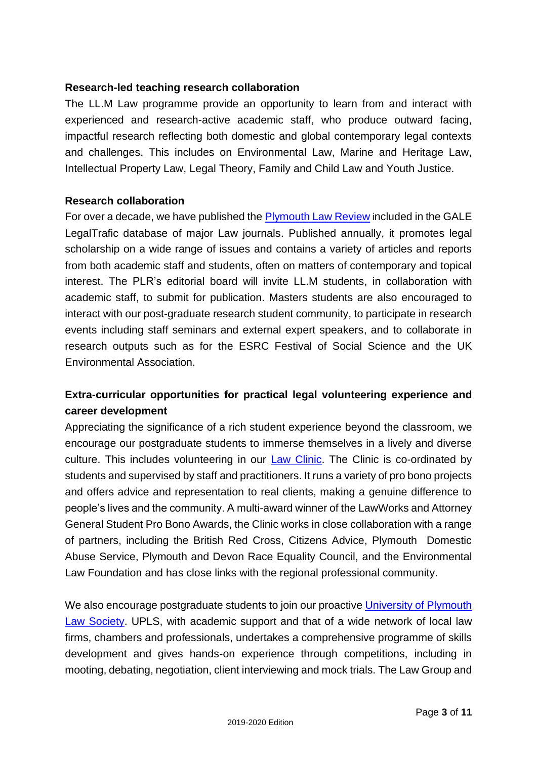**Research-led teaching research collaboration**

The LL.M Law programme provide an opportunity to learn from and interact with experienced and research-active academic staff, who produce outward facing, impactful research reflecting both domestic and global contemporary legal contexts and challenges. This includes on Environmental Law, Marine and Heritage Law, Intellectual Property Law, Legal Theory, Family and Child Law and Youth Justice.

**Research collaboration**

For over a decade, we have published the Plymouth Law Review included in the GALE LegalTrafic database of major Law journals. Published annually, it promotes legal scholarship on a wide range of issues and contains a variety of articles and reports from both academic staff and students, often on matters of contemporary and topical interest. The PLR's editorial board will invite LL.M students, in collaboration with academic staff, to submit for publication. Masters students are also encouraged to interact with our post-graduate research student community, to participate in research events including staff seminars and external expert speakers, and to collaborate in research outputs such as for the ESRC Festival of Social Science and the UK Environmental Association.

**Extra-curricular opportunities for practical legal volunteering experience and career development**

Appreciating the significance of a rich student experience beyond the classroom, we encourage our postgraduate students to immerse themselves in a lively and diverse culture. This includes volunteering in our Law Clinic. The Clinic is co-ordinated by students and supervised by staff and practitioners. It runs a variety of pro bono projects and offers advice and representation to real clients, making a genuine difference to people's lives and the community. A multi-award winner of the LawWorks and Attorney General Student Pro Bono Awards, the Clinic works in close collaboration with a range of partners, including the British Red Cross, Citizens Advice, Plymouth Domestic Abuse Service, Plymouth and Devon Race Equality Council, and the Environmental Law Foundation and has close links with the regional professional community.

We also encourage postgraduate students to join our proactive University of Plymouth Law Society. UPLS, with academic support and that of a wide network of local law firms, chambers and professionals, undertakes a comprehensive programme of skills development and gives hands-on experience through competitions, including in mooting, debating, negotiation, client interviewing and mock trials. The Law Group and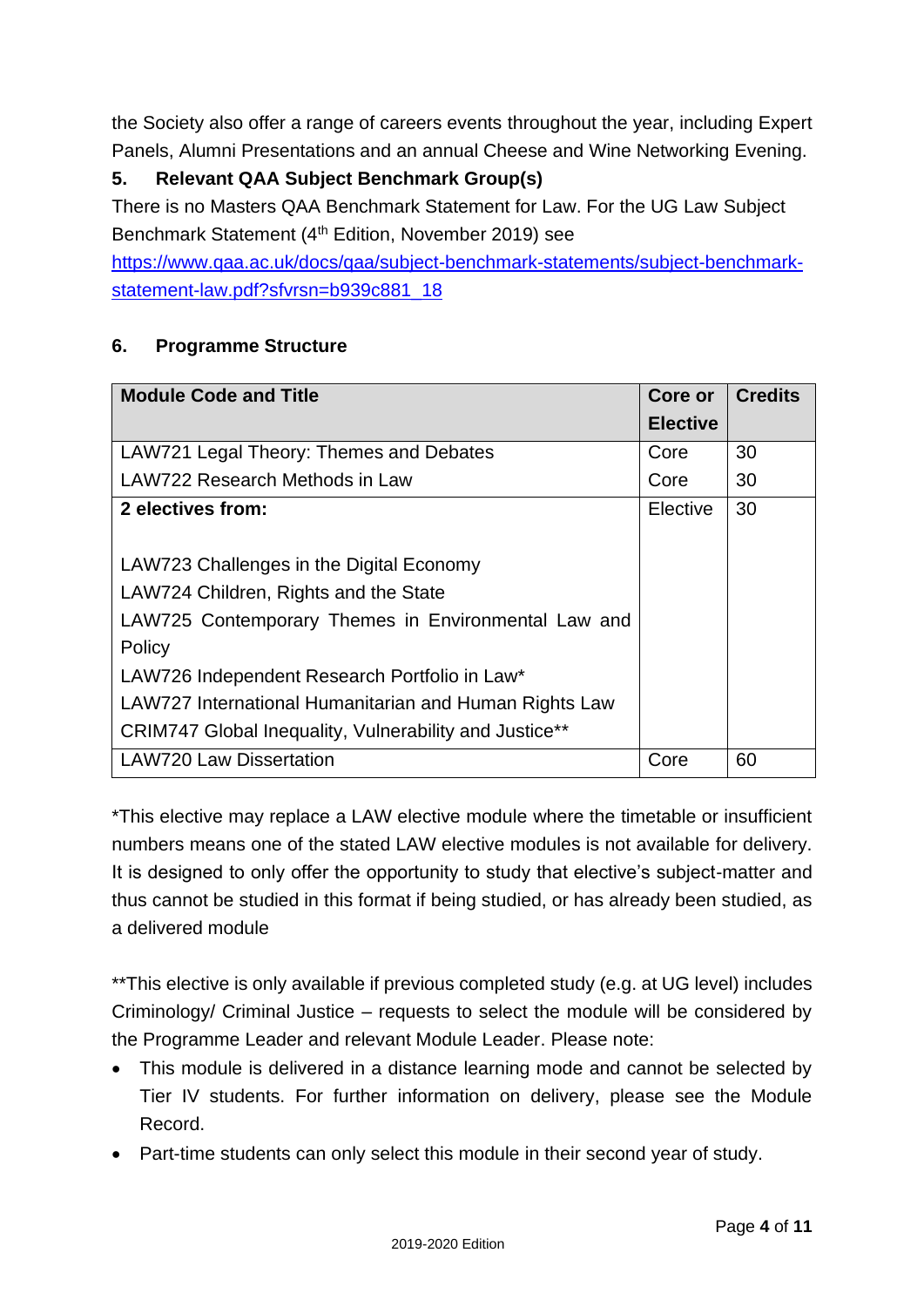the Society also offer a range of careers events throughout the year, including Expert Panels, Alumni Presentations and an annual Cheese and Wine Networking Evening.

## 5. Relevant QAA Subject Benchmark Group(s)

There is no Masters QAA Benchmark Statement for Law. For the UG Law Subject Benchmark Statement (4th Edition, November 2019) see [https://www.qaa.ac.uk/docs/qaa/subject-benchmark-statements/subject-benchmark-statement-law.pdf?sfvrsn=b939c881_18](https://www.qaa.ac.uk/docs/qaa/subject-benchmark-statements/subject-benchmark-statement-law.pdf?sfvrsn=b939c881_18)

## 6. Programme Structure

| Module Code and Title | Core or Elective | Credits |
|---|---|---|
| LAW721 Legal Theory: Themes and Debates | Core | 30 |
| LAW722 Research Methods in Law | Core | 30 |
| **2 electives from:**<br><br>LAW723 Challenges in the Digital Economy<br>LAW724 Children, Rights and the State<br>LAW725 Contemporary Themes in Environmental Law and Policy<br>LAW726 Independent Research Portfolio in Law*<br>LAW727 International Humanitarian and Human Rights Law<br>CRIM747 Global Inequality, Vulnerability and Justice** | Elective | 30 |
| LAW720 Law Dissertation | Core | 60 |

*This elective may replace a LAW elective module where the timetable or insufficient numbers means one of the stated LAW elective modules is not available for delivery. It is designed to only offer the opportunity to study that elective's subject-matter and thus cannot be studied in this format if being studied, or has already been studied, as a delivered module

**This elective is only available if previous completed study (e.g. at UG level) includes Criminology/ Criminal Justice – requests to select the module will be considered by the Programme Leader and relevant Module Leader. Please note:

- This module is delivered in a distance learning mode and cannot be selected by Tier IV students. For further information on delivery, please see the Module Record.
- Part-time students can only select this module in their second year of study.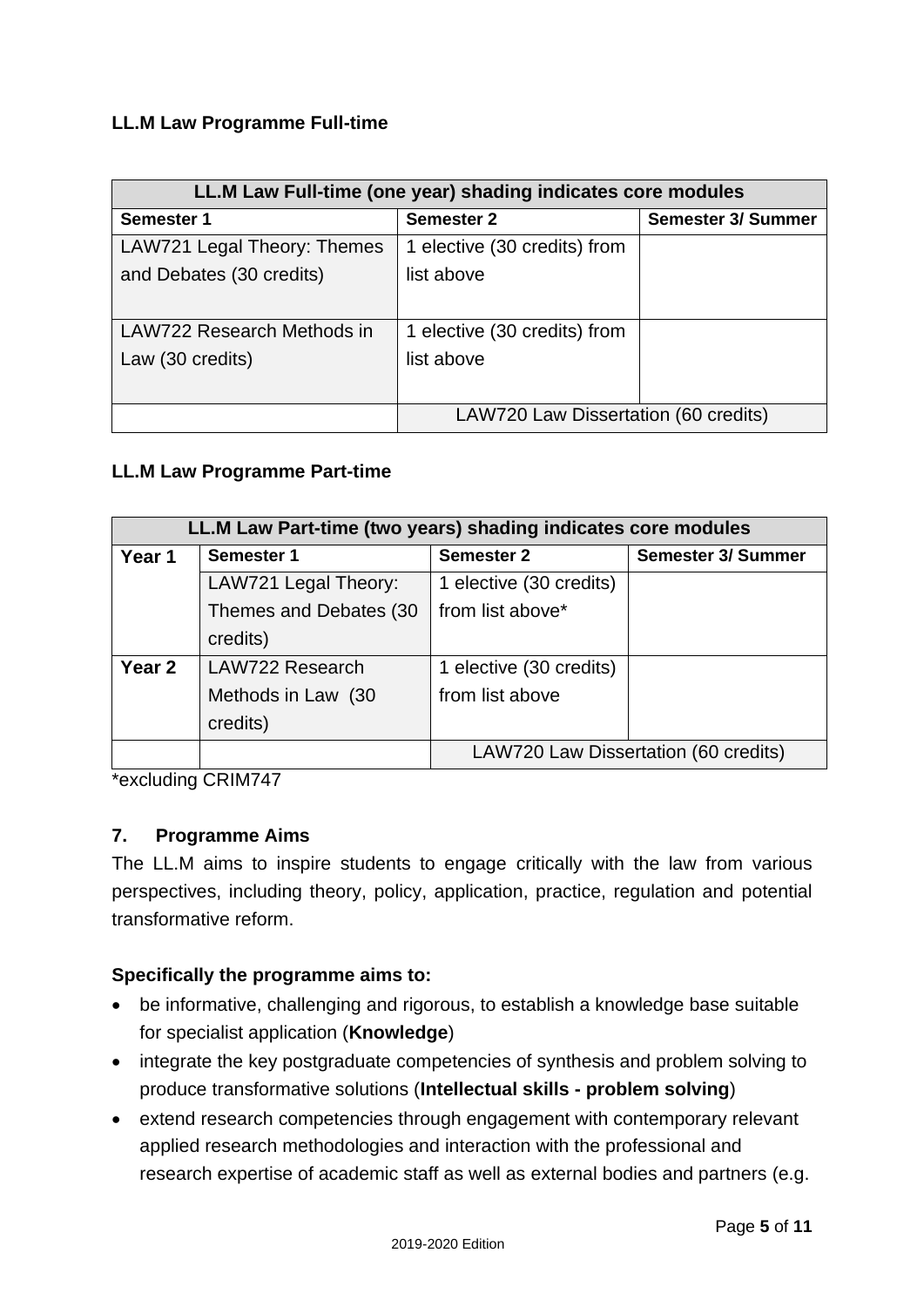**LL.M Law Programme Full-time**

| LL.M Law Full-time (one year) shading indicates core modules | | |
|---|---|---|
| **Semester 1** | **Semester 2** | **Semester 3/ Summer** |
| LAW721 Legal Theory: Themes and Debates (30 credits) | 1 elective (30 credits) from list above | |
| LAW722 Research Methods in Law (30 credits) | 1 elective (30 credits) from list above | |
| | LAW720 Law Dissertation (60 credits) | |

**LL.M Law Programme Part-time**

| LL.M Law Part-time (two years) shading indicates core modules | | | |
|---|---|---|---|
| **Year 1** | **Semester 1** | **Semester 2** | **Semester 3/ Summer** |
| | LAW721 Legal Theory: Themes and Debates (30 credits) | 1 elective (30 credits) from list above* | |
| **Year 2** | LAW722 Research Methods in Law (30 credits) | 1 elective (30 credits) from list above | |
| | | LAW720 Law Dissertation (60 credits) | |

*excluding CRIM747

## 7. Programme Aims

The LL.M aims to inspire students to engage critically with the law from various perspectives, including theory, policy, application, practice, regulation and potential transformative reform.

**Specifically the programme aims to:**

- be informative, challenging and rigorous, to establish a knowledge base suitable for specialist application (**Knowledge**)
- integrate the key postgraduate competencies of synthesis and problem solving to produce transformative solutions (**Intellectual skills - problem solving**)
- extend research competencies through engagement with contemporary relevant applied research methodologies and interaction with the professional and research expertise of academic staff as well as external bodies and partners (e.g.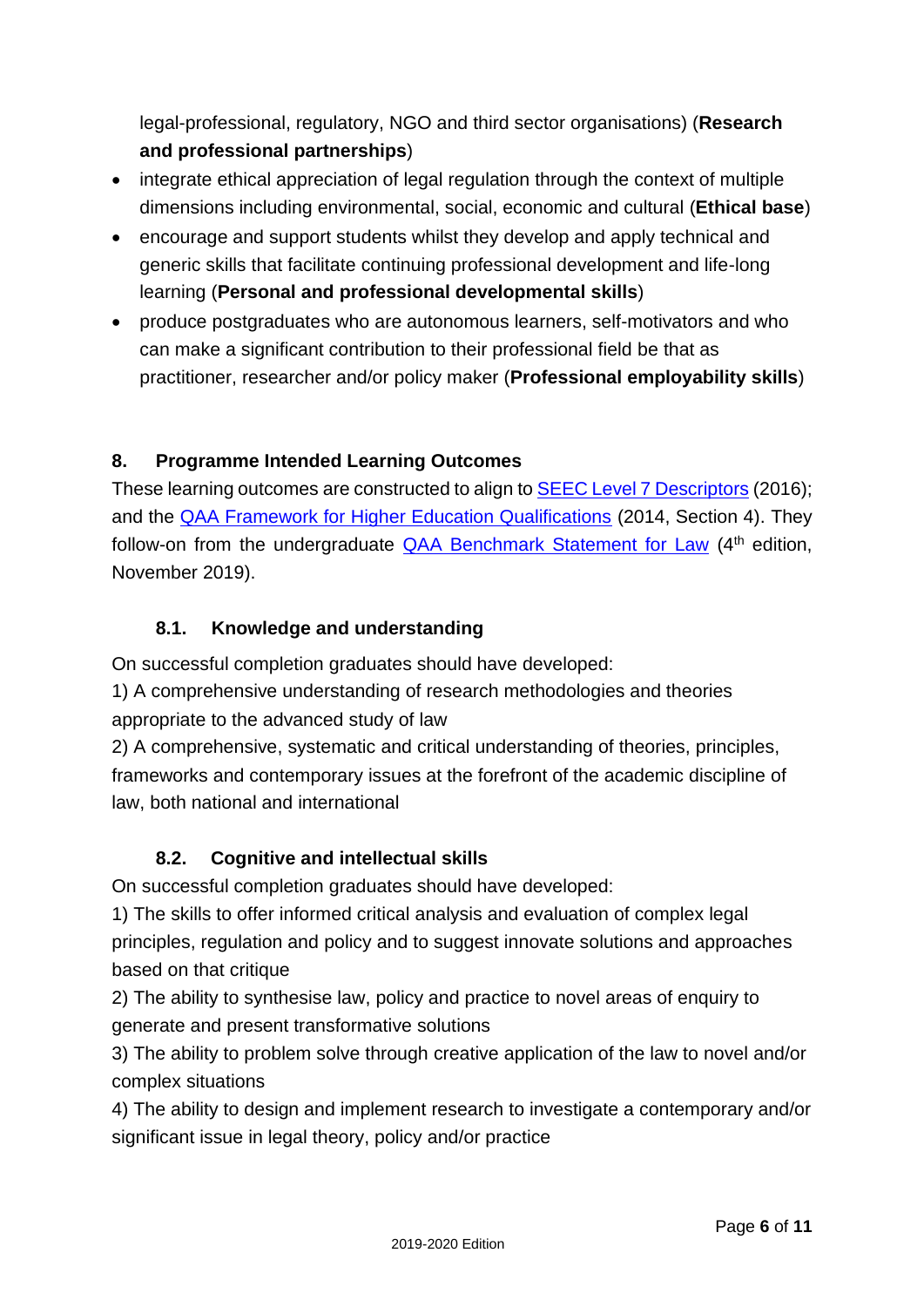legal-professional, regulatory, NGO and third sector organisations) (**Research and professional partnerships**)

- integrate ethical appreciation of legal regulation through the context of multiple dimensions including environmental, social, economic and cultural (**Ethical base**)
- encourage and support students whilst they develop and apply technical and generic skills that facilitate continuing professional development and life-long learning (**Personal and professional developmental skills**)
- produce postgraduates who are autonomous learners, self-motivators and who can make a significant contribution to their professional field be that as practitioner, researcher and/or policy maker (**Professional employability skills**)

## 8. Programme Intended Learning Outcomes

These learning outcomes are constructed to align to SEEC Level 7 Descriptors (2016); and the QAA Framework for Higher Education Qualifications (2014, Section 4). They follow-on from the undergraduate QAA Benchmark Statement for Law (4th edition, November 2019).

### 8.1. Knowledge and understanding

On successful completion graduates should have developed:

1) A comprehensive understanding of research methodologies and theories appropriate to the advanced study of law

2) A comprehensive, systematic and critical understanding of theories, principles, frameworks and contemporary issues at the forefront of the academic discipline of law, both national and international

### 8.2. Cognitive and intellectual skills

On successful completion graduates should have developed:

1) The skills to offer informed critical analysis and evaluation of complex legal principles, regulation and policy and to suggest innovate solutions and approaches based on that critique

2) The ability to synthesise law, policy and practice to novel areas of enquiry to generate and present transformative solutions

3) The ability to problem solve through creative application of the law to novel and/or complex situations

4) The ability to design and implement research to investigate a contemporary and/or significant issue in legal theory, policy and/or practice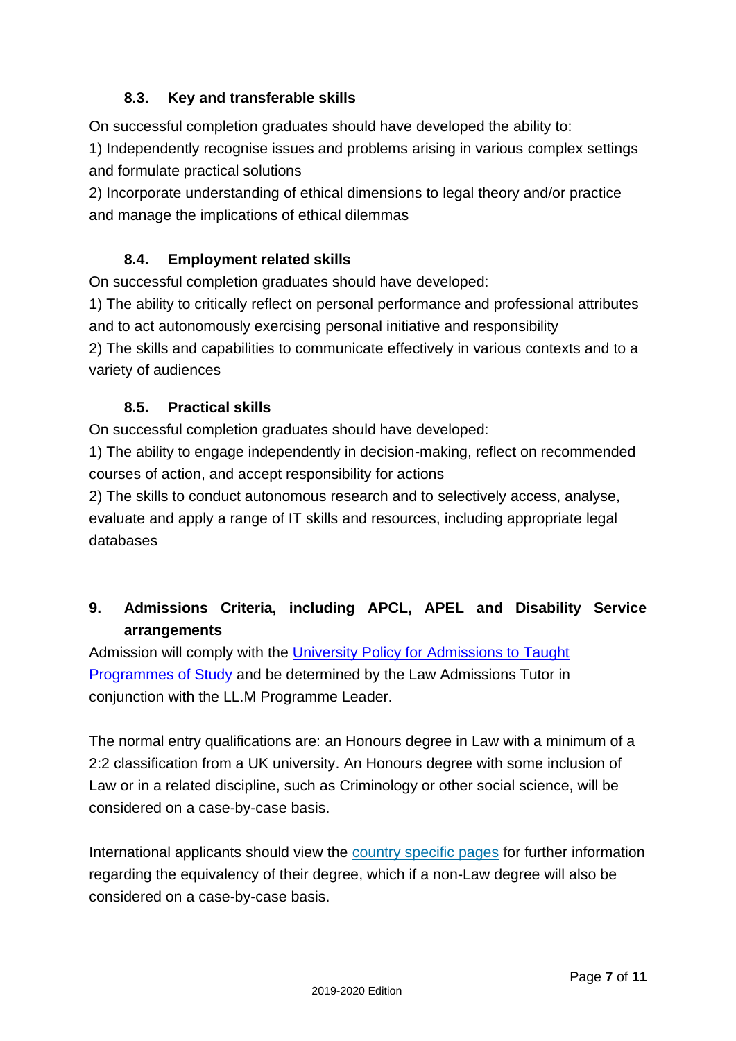### 8.3. Key and transferable skills

On successful completion graduates should have developed the ability to:

1) Independently recognise issues and problems arising in various complex settings and formulate practical solutions

2) Incorporate understanding of ethical dimensions to legal theory and/or practice and manage the implications of ethical dilemmas

### 8.4. Employment related skills

On successful completion graduates should have developed:

1) The ability to critically reflect on personal performance and professional attributes and to act autonomously exercising personal initiative and responsibility

2) The skills and capabilities to communicate effectively in various contexts and to a variety of audiences

### 8.5. Practical skills

On successful completion graduates should have developed:

1) The ability to engage independently in decision-making, reflect on recommended courses of action, and accept responsibility for actions

2) The skills to conduct autonomous research and to selectively access, analyse, evaluate and apply a range of IT skills and resources, including appropriate legal databases

## 9. Admissions Criteria, including APCL, APEL and Disability Service arrangements

Admission will comply with the University Policy for Admissions to Taught Programmes of Study and be determined by the Law Admissions Tutor in conjunction with the LL.M Programme Leader.

The normal entry qualifications are: an Honours degree in Law with a minimum of a 2:2 classification from a UK university. An Honours degree with some inclusion of Law or in a related discipline, such as Criminology or other social science, will be considered on a case-by-case basis.

International applicants should view the country specific pages for further information regarding the equivalency of their degree, which if a non-Law degree will also be considered on a case-by-case basis.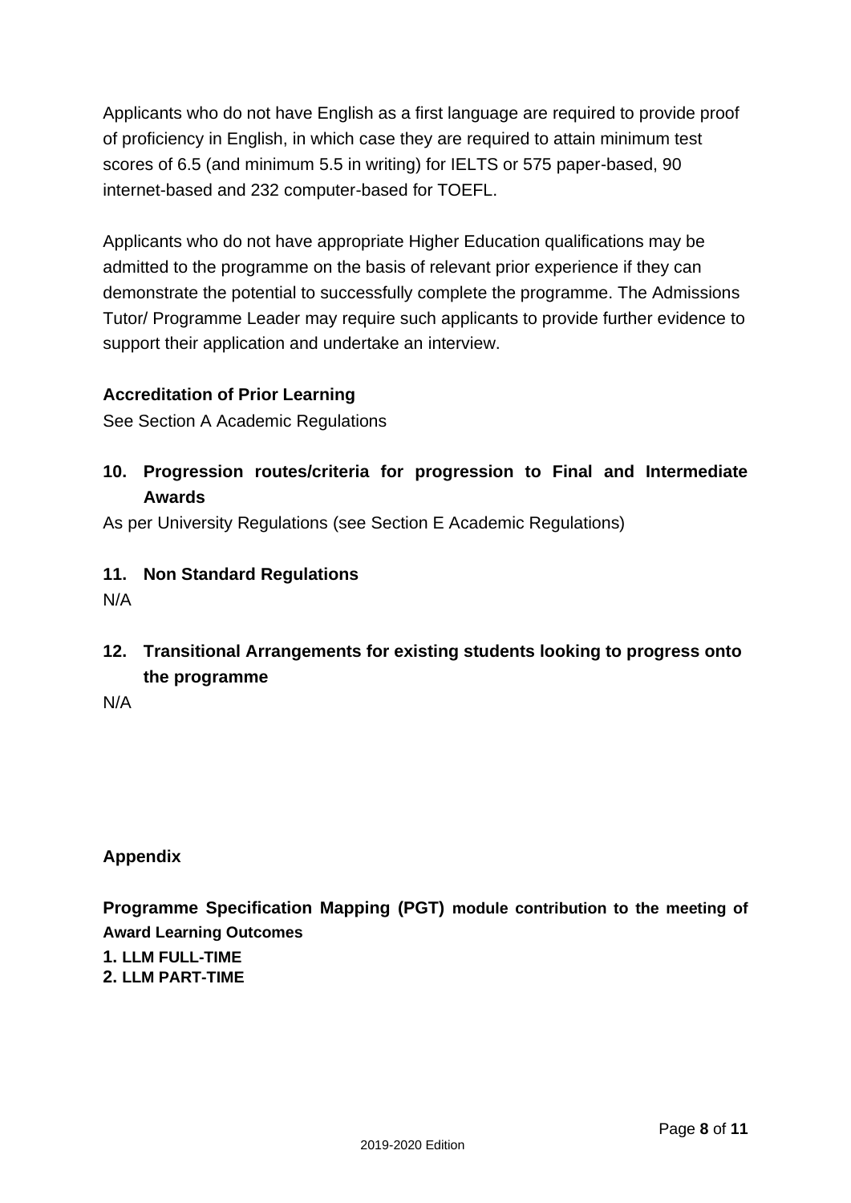Applicants who do not have English as a first language are required to provide proof of proficiency in English, in which case they are required to attain minimum test scores of 6.5 (and minimum 5.5 in writing) for IELTS or 575 paper-based, 90 internet-based and 232 computer-based for TOEFL.

Applicants who do not have appropriate Higher Education qualifications may be admitted to the programme on the basis of relevant prior experience if they can demonstrate the potential to successfully complete the programme. The Admissions Tutor/ Programme Leader may require such applicants to provide further evidence to support their application and undertake an interview.

**Accreditation of Prior Learning**

See Section A Academic Regulations

## 10. Progression routes/criteria for progression to Final and Intermediate Awards

As per University Regulations (see Section E Academic Regulations)

## 11. Non Standard Regulations

N/A

## 12. Transitional Arrangements for existing students looking to progress onto the programme

N/A

**Appendix**

**Programme Specification Mapping (PGT) module contribution to the meeting of Award Learning Outcomes**

1. **LLM FULL-TIME**
2. **LLM PART-TIME**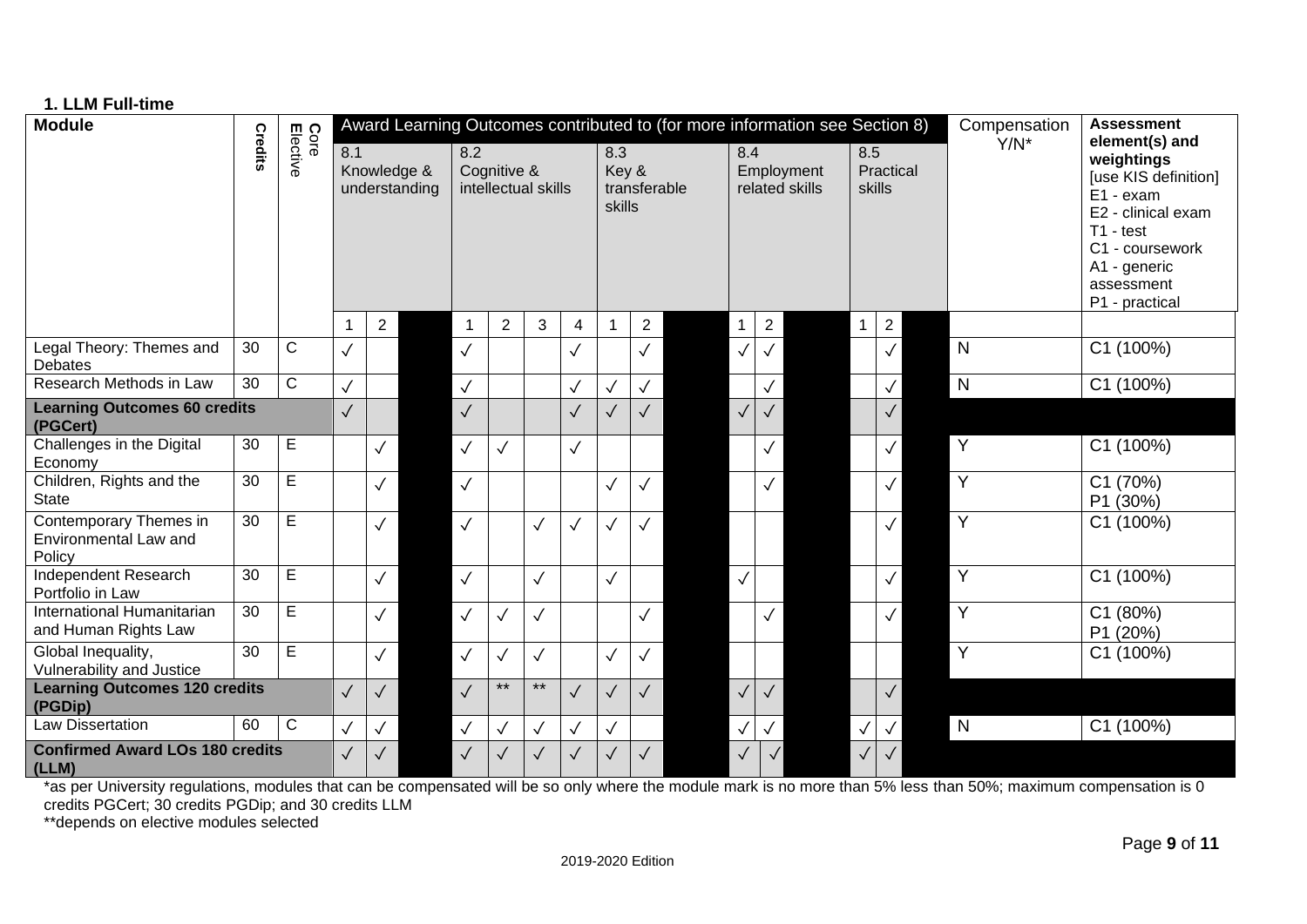**1. LLM Full-time**

| Module | Credits | Core Elective | Award Learning Outcomes contributed to (for more information see Section 8) | | | | | | | | | | | | Compensation Y/N* | Assessment element(s) and weightings [use KIS definition] E1 - exam E2 - clinical exam T1 - test C1 - coursework A1 - generic assessment P1 - practical |
|---|---|---|---|---|---|---|---|---|---|---|---|---|---|---|---|---|
| | | | 8.1 Knowledge & understanding | | 8.2 Cognitive & intellectual skills | | | | 8.3 Key & transferable skills | | 8.4 Employment related skills | | 8.5 Practical skills | | | |
| | | | 1 | 2 | 1 | 2 | 3 | 4 | 1 | 2 | 1 | 2 | 1 | 2 | | |
| Legal Theory: Themes and Debates | 30 | C | ✓ | | ✓ | | | ✓ | | ✓ | ✓ | ✓ | | ✓ | N | C1 (100%) |
| Research Methods in Law | 30 | C | ✓ | | ✓ | | | ✓ | ✓ | ✓ | | ✓ | | ✓ | N | C1 (100%) |
| **Learning Outcomes 60 credits (PGCert)** | | | ✓ | | ✓ | | | ✓ | ✓ | ✓ | ✓ | ✓ | | ✓ | | |
| Challenges in the Digital Economy | 30 | E | | ✓ | ✓ | ✓ | | ✓ | | | | ✓ | | ✓ | Y | C1 (100%) |
| Children, Rights and the State | 30 | E | | ✓ | ✓ | | | | ✓ | ✓ | | ✓ | | ✓ | Y | C1 (70%) P1 (30%) |
| Contemporary Themes in Environmental Law and Policy | 30 | E | | ✓ | ✓ | | ✓ | ✓ | ✓ | ✓ | | | | ✓ | Y | C1 (100%) |
| Independent Research Portfolio in Law | 30 | E | | ✓ | ✓ | | ✓ | | ✓ | | ✓ | | | ✓ | Y | C1 (100%) |
| International Humanitarian and Human Rights Law | 30 | E | | ✓ | ✓ | ✓ | ✓ | | | ✓ | | ✓ | | ✓ | Y | C1 (80%) P1 (20%) |
| Global Inequality, Vulnerability and Justice | 30 | E | | ✓ | ✓ | ✓ | ✓ | | ✓ | ✓ | | | | | Y | C1 (100%) |
| **Learning Outcomes 120 credits (PGDip)** | | | ✓ | ✓ | ✓ | ** | ** | ✓ | ✓ | ✓ | ✓ | ✓ | | ✓ | | |
| Law Dissertation | 60 | C | ✓ | ✓ | ✓ | ✓ | ✓ | ✓ | ✓ | | ✓ | ✓ | ✓ | ✓ | N | C1 (100%) |
| **Confirmed Award LOs 180 credits (LLM)** | | | ✓ | ✓ | ✓ | ✓ | ✓ | ✓ | ✓ | ✓ | ✓ | ✓ | ✓ | ✓ | | |

*as per University regulations, modules that can be compensated will be so only where the module mark is no more than 5% less than 50%; maximum compensation is 0 credits PGCert; 30 credits PGDip; and 30 credits LLM

**depends on elective modules selected

2019-2020 Edition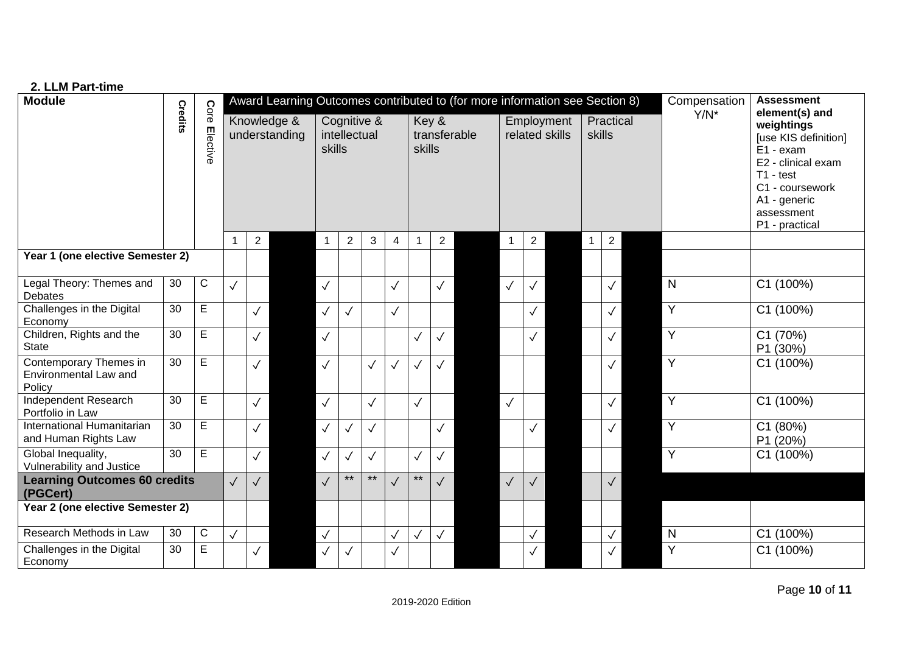**2. LLM Part-time**

| Module | Credits | Core Elective | Award Learning Outcomes contributed to (for more information see Section 8) | | | | | | | | | | | | | | | | Compensation Y/N* | Assessment element(s) and weightings [use KIS definition] E1 - exam E2 - clinical exam T1 - test C1 - coursework A1 - generic assessment P1 - practical |
|---|---|---|---|---|---|---|---|---|---|---|---|---|---|---|---|---|---|---|---|---|
| | | | Knowledge & understanding | | | Cognitive & intellectual skills | | | | Key & transferable skills | | | Employment related skills | | | Practical skills | | | | |
| | | | 1 | 2 | | 1 | 2 | 3 | 4 | 1 | 2 | | 1 | 2 | | 1 | 2 | | | |
| **Year 1 (one elective Semester 2)** | | | | | | | | | | | | | | | | | | | | |
| Legal Theory: Themes and Debates | 30 | C | ✓ | | | ✓ | | | ✓ | | ✓ | | ✓ | ✓ | | | ✓ | | N | C1 (100%) |
| Challenges in the Digital Economy | 30 | E | | ✓ | | ✓ | ✓ | | ✓ | | | | | ✓ | | | ✓ | | Y | C1 (100%) |
| Children, Rights and the State | 30 | E | | ✓ | | ✓ | | | | ✓ | ✓ | | | ✓ | | | ✓ | | Y | C1 (70%) P1 (30%) |
| Contemporary Themes in Environmental Law and Policy | 30 | E | | ✓ | | ✓ | | ✓ | ✓ | ✓ | ✓ | | | | | | ✓ | | Y | C1 (100%) |
| Independent Research Portfolio in Law | 30 | E | | ✓ | | ✓ | | ✓ | | ✓ | | | ✓ | | | | ✓ | | Y | C1 (100%) |
| International Humanitarian and Human Rights Law | 30 | E | | ✓ | | ✓ | ✓ | ✓ | | | ✓ | | | ✓ | | | ✓ | | Y | C1 (80%) P1 (20%) |
| Global Inequality, Vulnerability and Justice | 30 | E | | ✓ | | ✓ | ✓ | ✓ | | ✓ | ✓ | | | | | | | | Y | C1 (100%) |
| **Learning Outcomes 60 credits (PGCert)** | | | ✓ | ✓ | | ✓ | ** | ** | ✓ | ** | ✓ | | ✓ | ✓ | | | ✓ | | | |
| **Year 2 (one elective Semester 2)** | | | | | | | | | | | | | | | | | | | | |
| Research Methods in Law | 30 | C | ✓ | | | ✓ | | | ✓ | ✓ | ✓ | | | ✓ | | | ✓ | | N | C1 (100%) |
| Challenges in the Digital Economy | 30 | E | | ✓ | | ✓ | ✓ | | ✓ | | | | | ✓ | | | ✓ | | Y | C1 (100%) |

2019-2020 Edition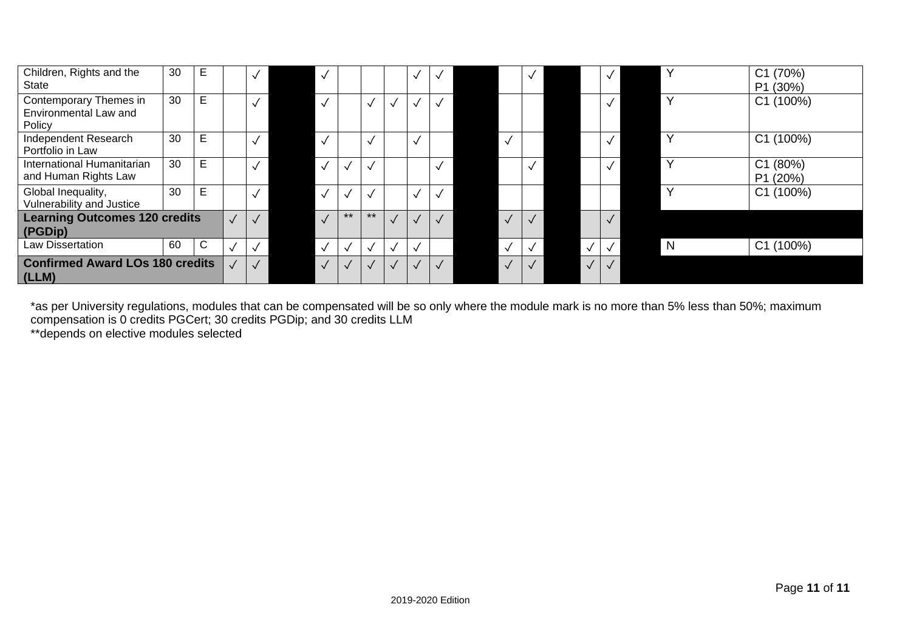| | | | | | | | | | | | | | | | | | | | | |
|---|---|---|---|---|---|---|---|---|---|---|---|---|---|---|---|---|---|---|---|---|
| Children, Rights and the State | 30 | E | | ✓ | | ✓ | | | | ✓ | ✓ | | | ✓ | | | ✓ | | Y | C1 (70%) P1 (30%) |
| Contemporary Themes in Environmental Law and Policy | 30 | E | | ✓ | | ✓ | | ✓ | ✓ | ✓ | ✓ | | | | | | ✓ | | Y | C1 (100%) |
| Independent Research Portfolio in Law | 30 | E | | ✓ | | ✓ | | ✓ | | ✓ | | | ✓ | | | | ✓ | | Y | C1 (100%) |
| International Humanitarian and Human Rights Law | 30 | E | | ✓ | | ✓ | ✓ | ✓ | | | ✓ | | | ✓ | | | ✓ | | Y | C1 (80%) P1 (20%) |
| Global Inequality, Vulnerability and Justice | 30 | E | | ✓ | | ✓ | ✓ | ✓ | | ✓ | ✓ | | | | | | | | Y | C1 (100%) |
| **Learning Outcomes 120 credits (PGDip)** | | | ✓ | ✓ | | ✓ | ** | ** | ✓ | ✓ | ✓ | | ✓ | ✓ | | | ✓ | | | |
| Law Dissertation | 60 | C | ✓ | ✓ | | ✓ | ✓ | ✓ | ✓ | ✓ | | | ✓ | ✓ | | ✓ | ✓ | | N | C1 (100%) |
| **Confirmed Award LOs 180 credits (LLM)** | | | ✓ | ✓ | | ✓ | ✓ | ✓ | ✓ | ✓ | ✓ | | ✓ | ✓ | | ✓ | ✓ | | | |

*as per University regulations, modules that can be compensated will be so only where the module mark is no more than 5% less than 50%; maximum compensation is 0 credits PGCert; 30 credits PGDip; and 30 credits LLM

**depends on elective modules selected

2019-2020 Edition